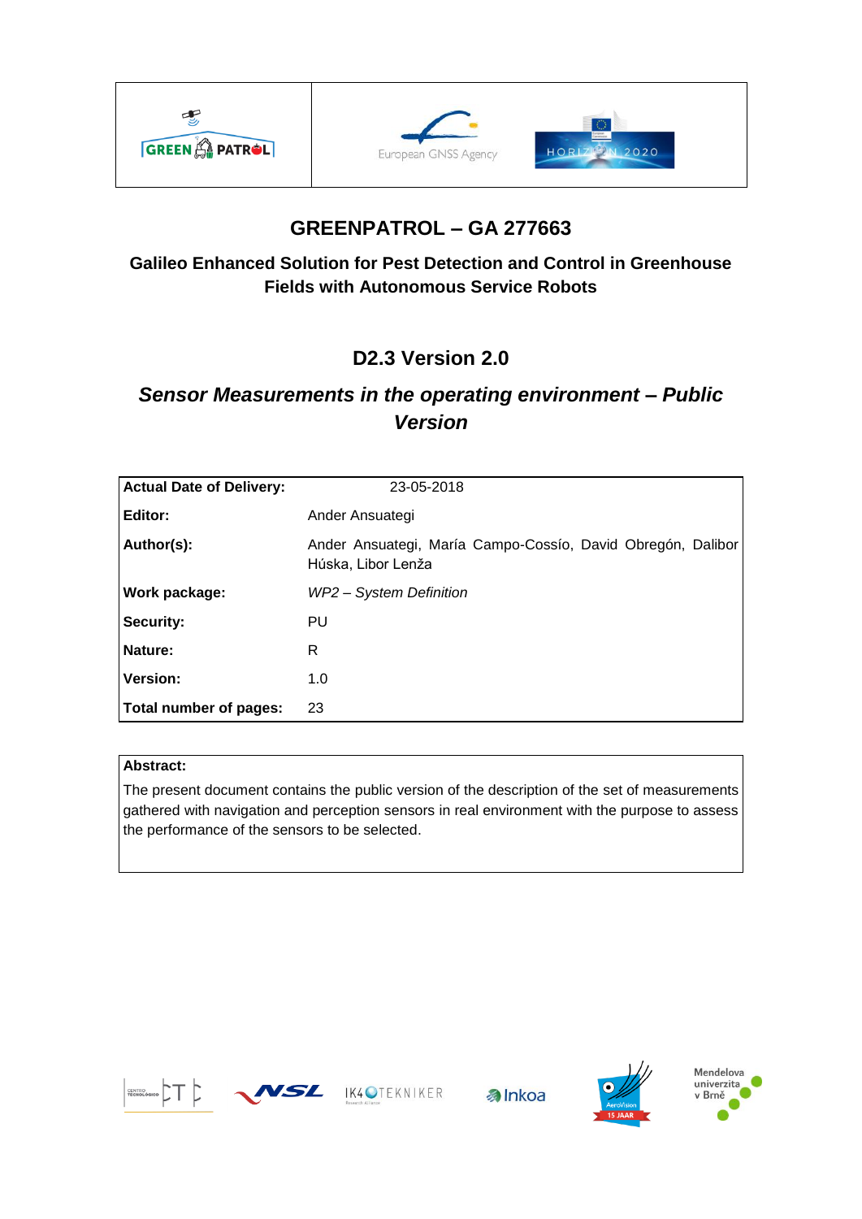# GREENPATROL – GA 277663

## Galileo Enhanced Solution for Pest Detection and Control in Greenhouse Fields with Autonomous Service Robots

## D2.3 Version 2.0

## *Sensor Measurements in the operating environment – Public Version*

| | |
|---|---|
| **Actual Date of Delivery:** | 23-05-2018 |
| **Editor:** | Ander Ansuategi |
| **Author(s):** | Ander Ansuategi, María Campo-Cossío, David Obregón, Dalibor Húska, Libor Lenža |
| **Work package:** | *WP2 – System Definition* |
| **Security:** | PU |
| **Nature:** | R |
| **Version:** | 1.0 |
| **Total number of pages:** | 23 |

**Abstract:**

The present document contains the public version of the description of the set of measurements gathered with navigation and perception sensors in real environment with the purpose to assess the performance of the sensors to be selected.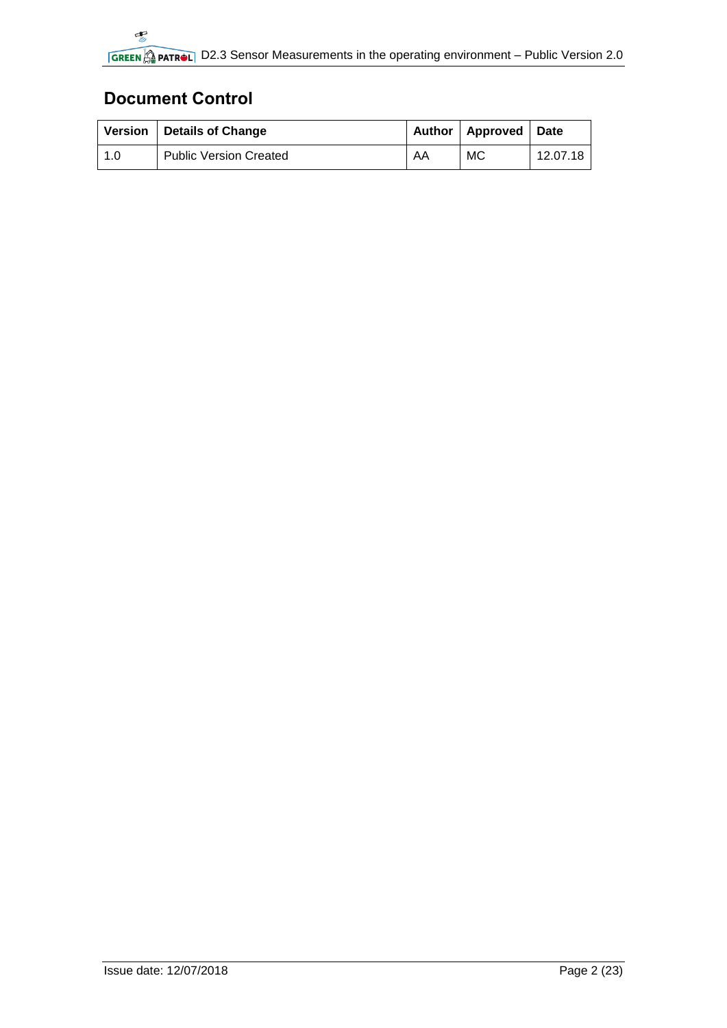## Document Control

| Version | Details of Change | Author | Approved | Date |
|---|---|---|---|---|
| 1.0 | Public Version Created | AA | MC | 12.07.18 |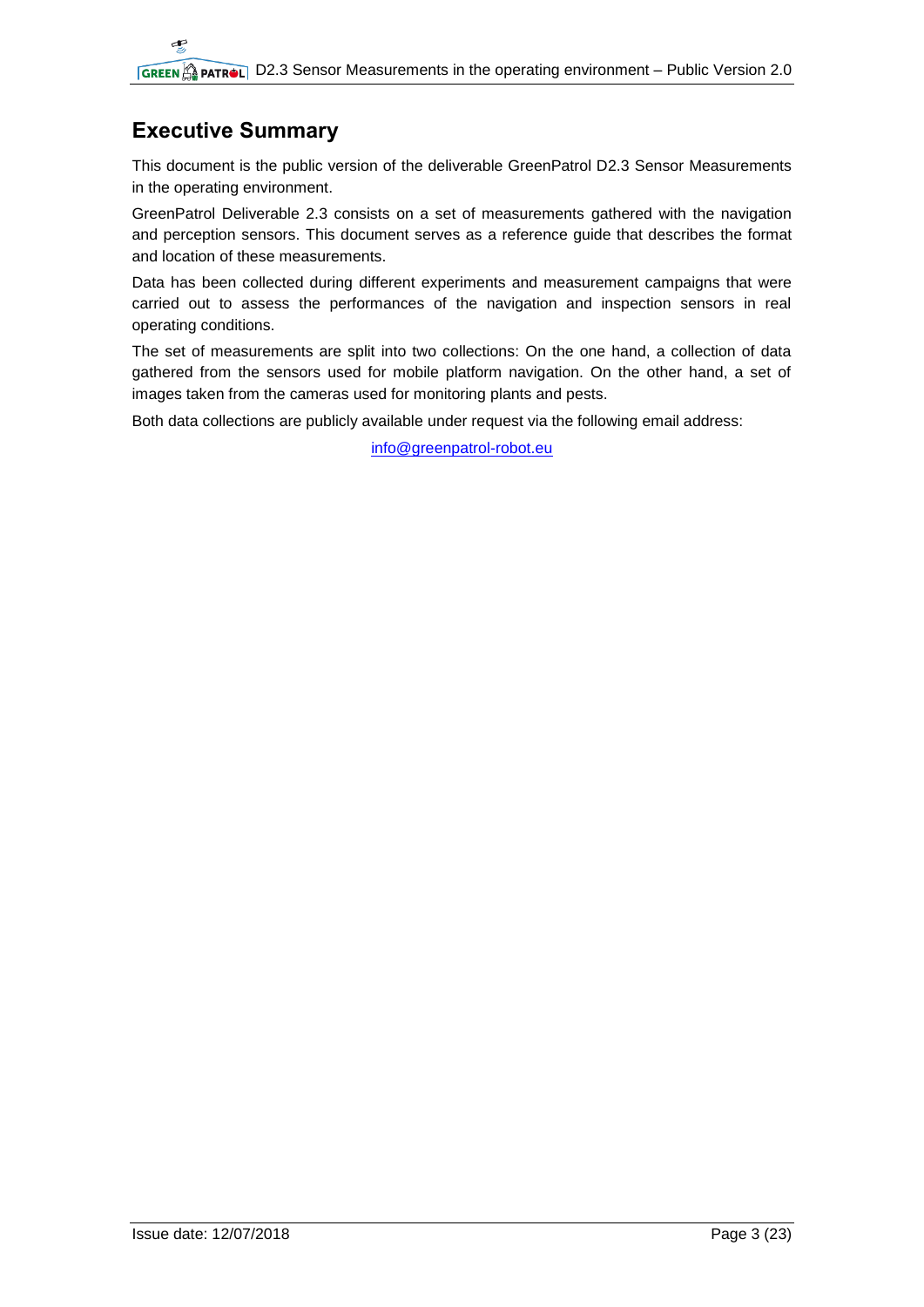## Executive Summary

This document is the public version of the deliverable GreenPatrol D2.3 Sensor Measurements in the operating environment.

GreenPatrol Deliverable 2.3 consists on a set of measurements gathered with the navigation and perception sensors. This document serves as a reference guide that describes the format and location of these measurements.

Data has been collected during different experiments and measurement campaigns that were carried out to assess the performances of the navigation and inspection sensors in real operating conditions.

The set of measurements are split into two collections: On the one hand, a collection of data gathered from the sensors used for mobile platform navigation. On the other hand, a set of images taken from the cameras used for monitoring plants and pests.

Both data collections are publicly available under request via the following email address:

info@greenpatrol-robot.eu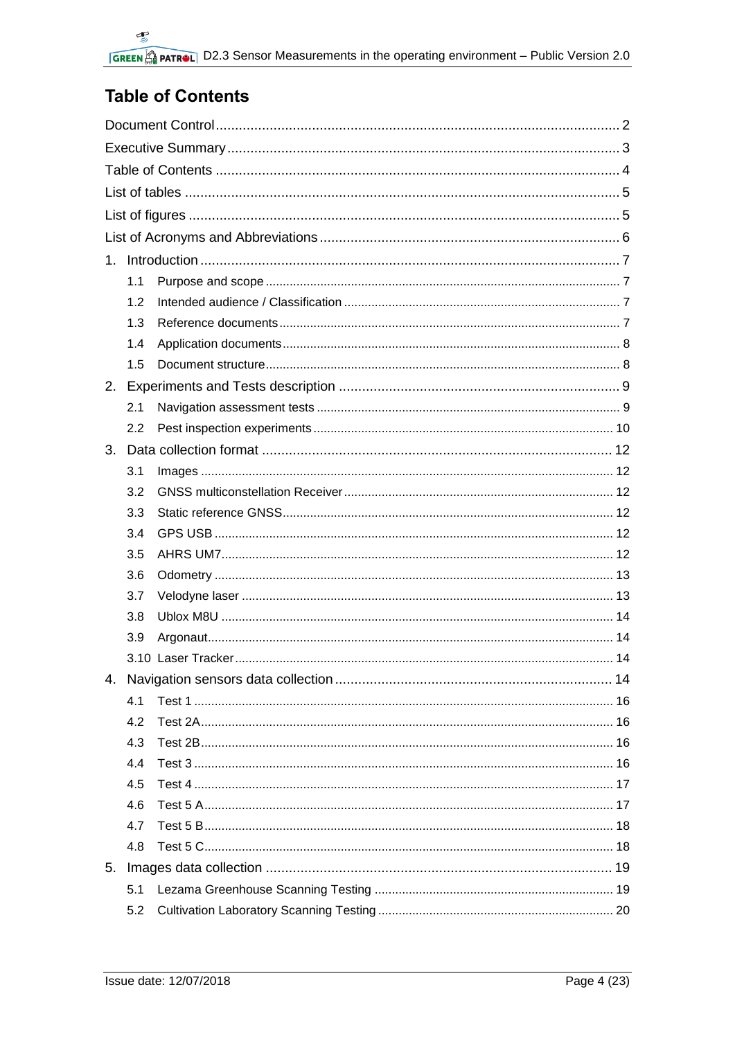# Table of Contents

Document Control ........................................................................................................ 2

Executive Summary ...................................................................................................... 3

Table of Contents ........................................................................................................ 4

List of tables ................................................................................................................ 5

List of figures ................................................................................................................ 5

List of Acronyms and Abbreviations ............................................................................. 6

1. Introduction ............................................................................................................ 7
   - 1.1 Purpose and scope ...................................................................................... 7
   - 1.2 Intended audience / Classification ............................................................... 7
   - 1.3 Reference documents .................................................................................. 7
   - 1.4 Application documents ................................................................................. 8
   - 1.5 Document structure ...................................................................................... 8
2. Experiments and Tests description ........................................................................ 9
   - 2.1 Navigation assessment tests ....................................................................... 9
   - 2.2 Pest inspection experiments ...................................................................... 10
3. Data collection format ........................................................................................... 12
   - 3.1 Images ....................................................................................................... 12
   - 3.2 GNSS multiconstellation Receiver ............................................................. 12
   - 3.3 Static reference GNSS ............................................................................... 12
   - 3.4 GPS USB ................................................................................................... 12
   - 3.5 AHRS UM7 ................................................................................................. 12
   - 3.6 Odometry ................................................................................................... 13
   - 3.7 Velodyne laser ........................................................................................... 13
   - 3.8 Ublox M8U ................................................................................................. 14
   - 3.9 Argonaut ..................................................................................................... 14
   - 3.10 Laser Tracker ............................................................................................. 14
4. Navigation sensors data collection ........................................................................ 14
   - 4.1 Test 1 ......................................................................................................... 16
   - 4.2 Test 2A ....................................................................................................... 16
   - 4.3 Test 2B ....................................................................................................... 16
   - 4.4 Test 3 ......................................................................................................... 16
   - 4.5 Test 4 ......................................................................................................... 17
   - 4.6 Test 5 A ...................................................................................................... 17
   - 4.7 Test 5 B ...................................................................................................... 18
   - 4.8 Test 5 C ...................................................................................................... 18
5. Images data collection .......................................................................................... 19
   - 5.1 Lezama Greenhouse Scanning Testing ..................................................... 19
   - 5.2 Cultivation Laboratory Scanning Testing .................................................... 20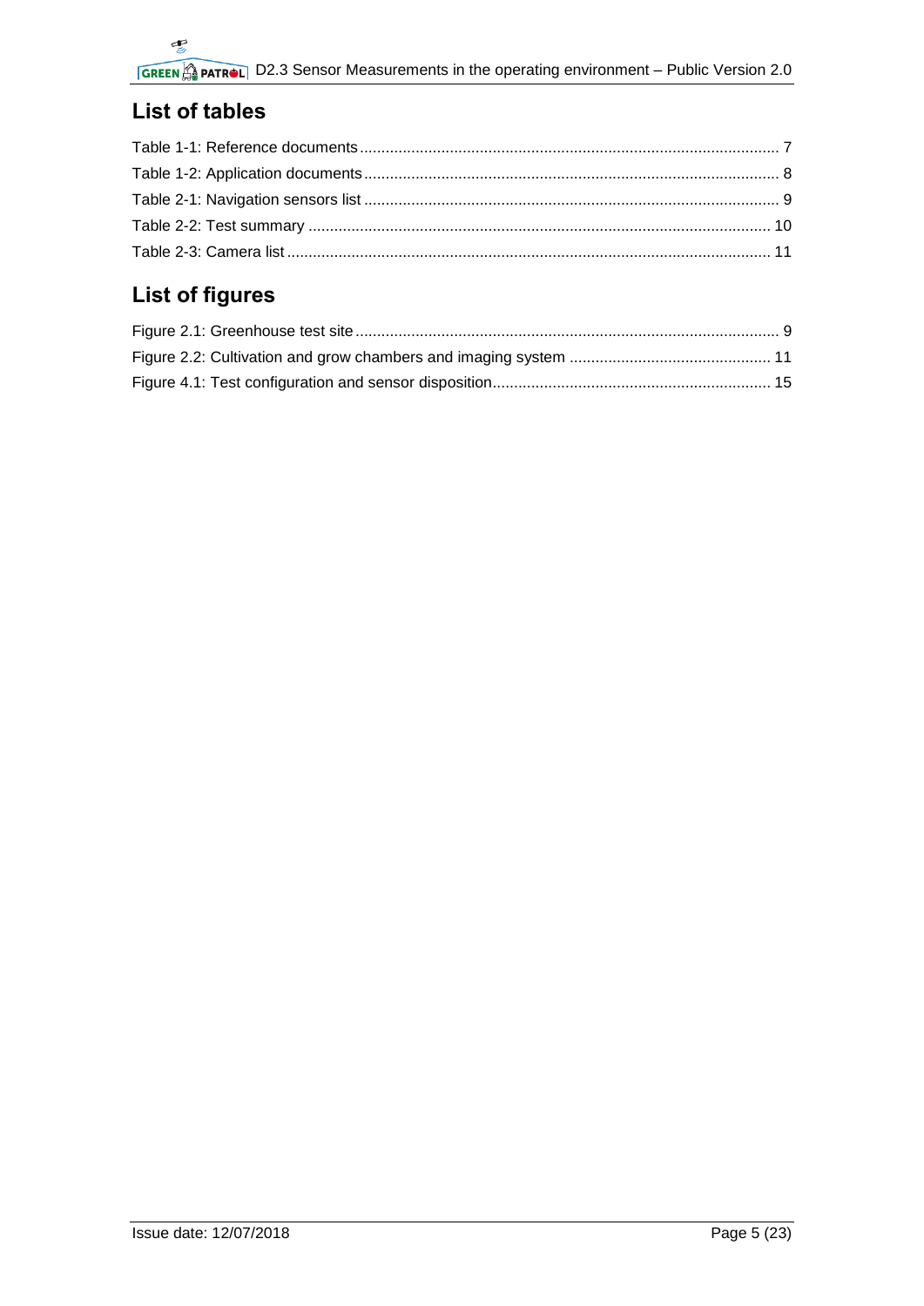## List of tables

Table 1-1: Reference documents ................................................................................................ 7
Table 1-2: Application documents ................................................................................................ 8
Table 2-1: Navigation sensors list ................................................................................................ 9
Table 2-2: Test summary ........................................................................................................... 10
Table 2-3: Camera list ............................................................................................................... 11

## List of figures

Figure 2.1: Greenhouse test site .................................................................................................. 9
Figure 2.2: Cultivation and grow chambers and imaging system ............................................... 11
Figure 4.1: Test configuration and sensor disposition ................................................................. 15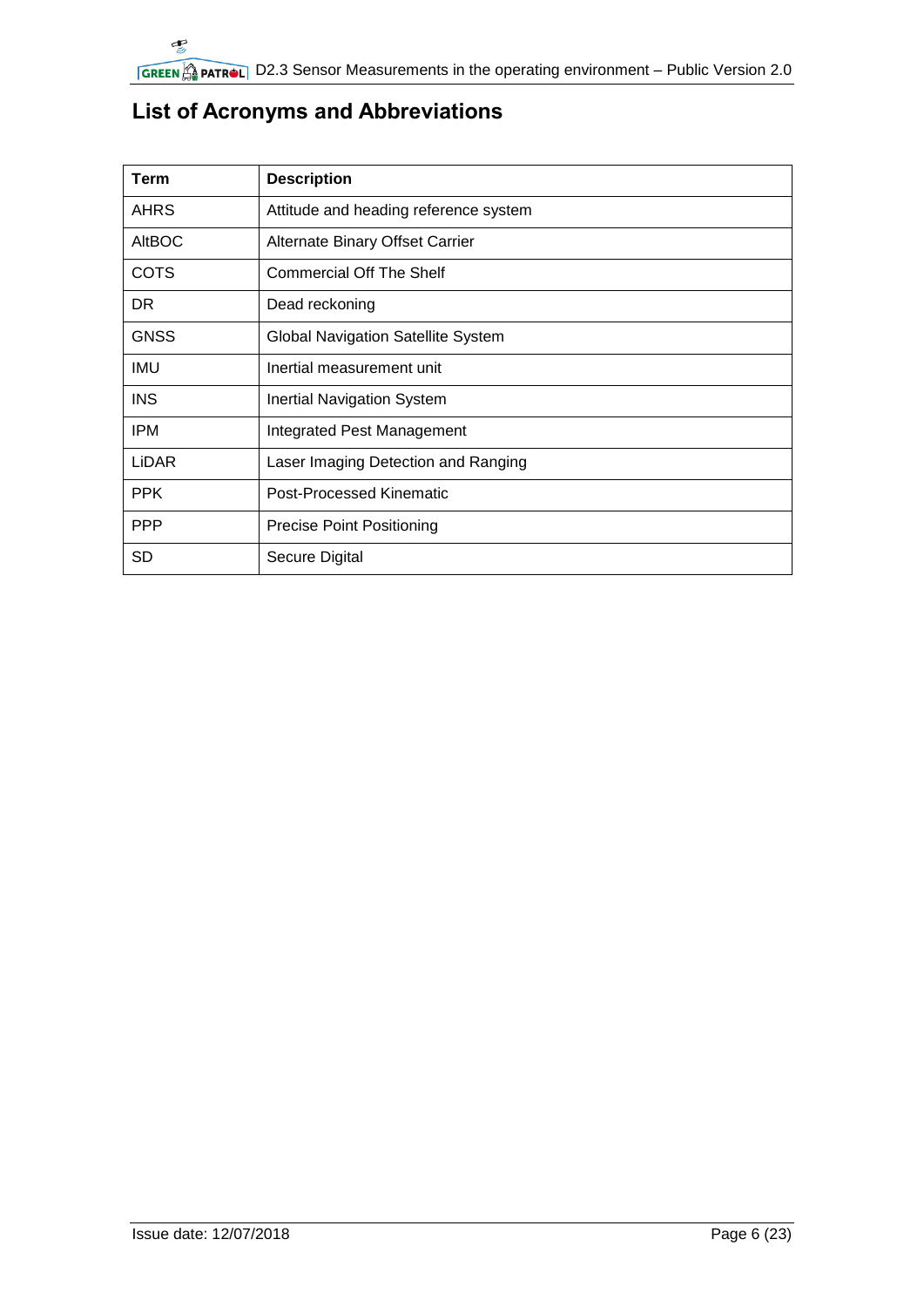# List of Acronyms and Abbreviations

| Term | Description |
|---|---|
| AHRS | Attitude and heading reference system |
| AltBOC | Alternate Binary Offset Carrier |
| COTS | Commercial Off The Shelf |
| DR | Dead reckoning |
| GNSS | Global Navigation Satellite System |
| IMU | Inertial measurement unit |
| INS | Inertial Navigation System |
| IPM | Integrated Pest Management |
| LiDAR | Laser Imaging Detection and Ranging |
| PPK | Post-Processed Kinematic |
| PPP | Precise Point Positioning |
| SD | Secure Digital |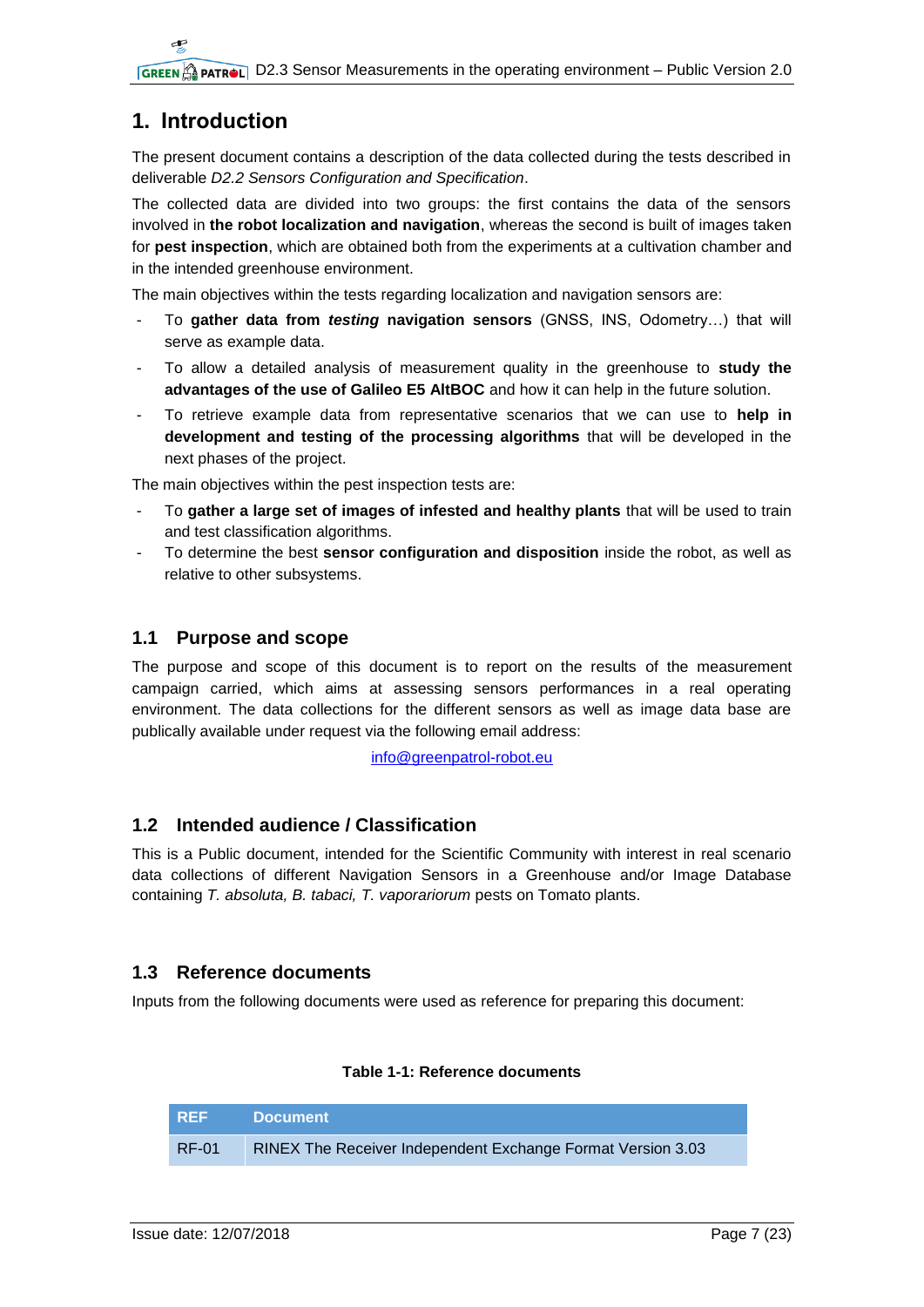# 1. Introduction

The present document contains a description of the data collected during the tests described in deliverable *D2.2 Sensors Configuration and Specification*.

The collected data are divided into two groups: the first contains the data of the sensors involved in **the robot localization and navigation**, whereas the second is built of images taken for **pest inspection**, which are obtained both from the experiments at a cultivation chamber and in the intended greenhouse environment.

The main objectives within the tests regarding localization and navigation sensors are:

- To **gather data from *testing* navigation sensors** (GNSS, INS, Odometry…) that will serve as example data.
- To allow a detailed analysis of measurement quality in the greenhouse to **study the advantages of the use of Galileo E5 AltBOC** and how it can help in the future solution.
- To retrieve example data from representative scenarios that we can use to **help in development and testing of the processing algorithms** that will be developed in the next phases of the project.

The main objectives within the pest inspection tests are:

- To **gather a large set of images of infested and healthy plants** that will be used to train and test classification algorithms.
- To determine the best **sensor configuration and disposition** inside the robot, as well as relative to other subsystems.

## 1.1 Purpose and scope

The purpose and scope of this document is to report on the results of the measurement campaign carried, which aims at assessing sensors performances in a real operating environment. The data collections for the different sensors as well as image data base are publically available under request via the following email address:

info@greenpatrol-robot.eu

## 1.2 Intended audience / Classification

This is a Public document, intended for the Scientific Community with interest in real scenario data collections of different Navigation Sensors in a Greenhouse and/or Image Database containing *T. absoluta, B. tabaci, T. vaporariorum* pests on Tomato plants.

## 1.3 Reference documents

Inputs from the following documents were used as reference for preparing this document:

**Table 1-1: Reference documents**

| REF | Document |
| --- | --- |
| RF-01 | RINEX The Receiver Independent Exchange Format Version 3.03 |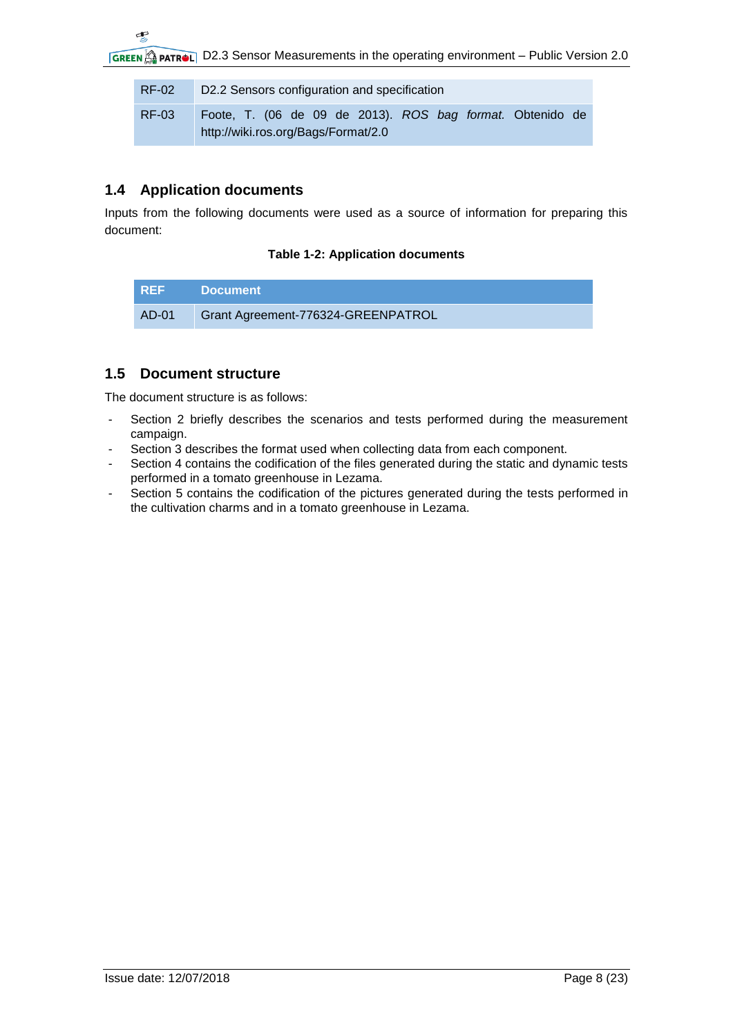| | |
|---|---|
| RF-02 | D2.2 Sensors configuration and specification |
| RF-03 | Foote, T. (06 de 09 de 2013). *ROS bag format*. Obtenido de http://wiki.ros.org/Bags/Format/2.0 |

## 1.4 Application documents

Inputs from the following documents were used as a source of information for preparing this document:

**Table 1-2: Application documents**

| REF | Document |
|---|---|
| AD-01 | Grant Agreement-776324-GREENPATROL |

## 1.5 Document structure

The document structure is as follows:

- Section 2 briefly describes the scenarios and tests performed during the measurement campaign.
- Section 3 describes the format used when collecting data from each component.
- Section 4 contains the codification of the files generated during the static and dynamic tests performed in a tomato greenhouse in Lezama.
- Section 5 contains the codification of the pictures generated during the tests performed in the cultivation charms and in a tomato greenhouse in Lezama.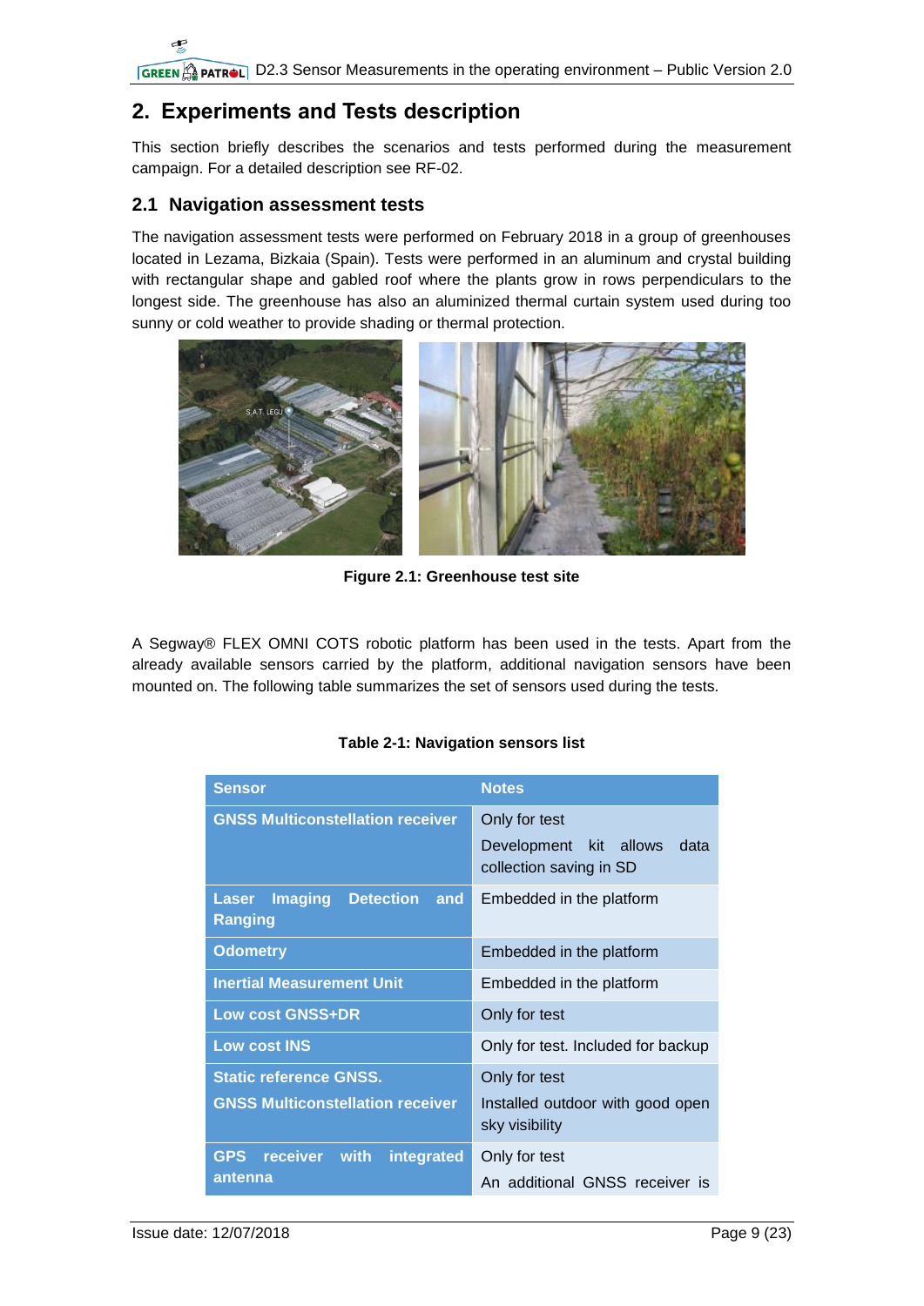## 2. Experiments and Tests description

This section briefly describes the scenarios and tests performed during the measurement campaign. For a detailed description see RF-02.

### 2.1 Navigation assessment tests

The navigation assessment tests were performed on February 2018 in a group of greenhouses located in Lezama, Bizkaia (Spain). Tests were performed in an aluminum and crystal building with rectangular shape and gabled roof where the plants grow in rows perpendiculars to the longest side. The greenhouse has also an aluminized thermal curtain system used during too sunny or cold weather to provide shading or thermal protection.

**Figure 2.1: Greenhouse test site**

A Segway® FLEX OMNI COTS robotic platform has been used in the tests. Apart from the already available sensors carried by the platform, additional navigation sensors have been mounted on. The following table summarizes the set of sensors used during the tests.

**Table 2-1: Navigation sensors list**

| Sensor | Notes |
|---|---|
| **GNSS Multiconstellation receiver** | Only for test<br>Development kit allows data collection saving in SD |
| **Laser Imaging Detection and Ranging** | Embedded in the platform |
| **Odometry** | Embedded in the platform |
| **Inertial Measurement Unit** | Embedded in the platform |
| **Low cost GNSS+DR** | Only for test |
| **Low cost INS** | Only for test. Included for backup |
| **Static reference GNSS.**<br>**GNSS Multiconstellation receiver** | Only for test<br>Installed outdoor with good open sky visibility |
| **GPS receiver with integrated antenna** | Only for test<br>An additional GNSS receiver is |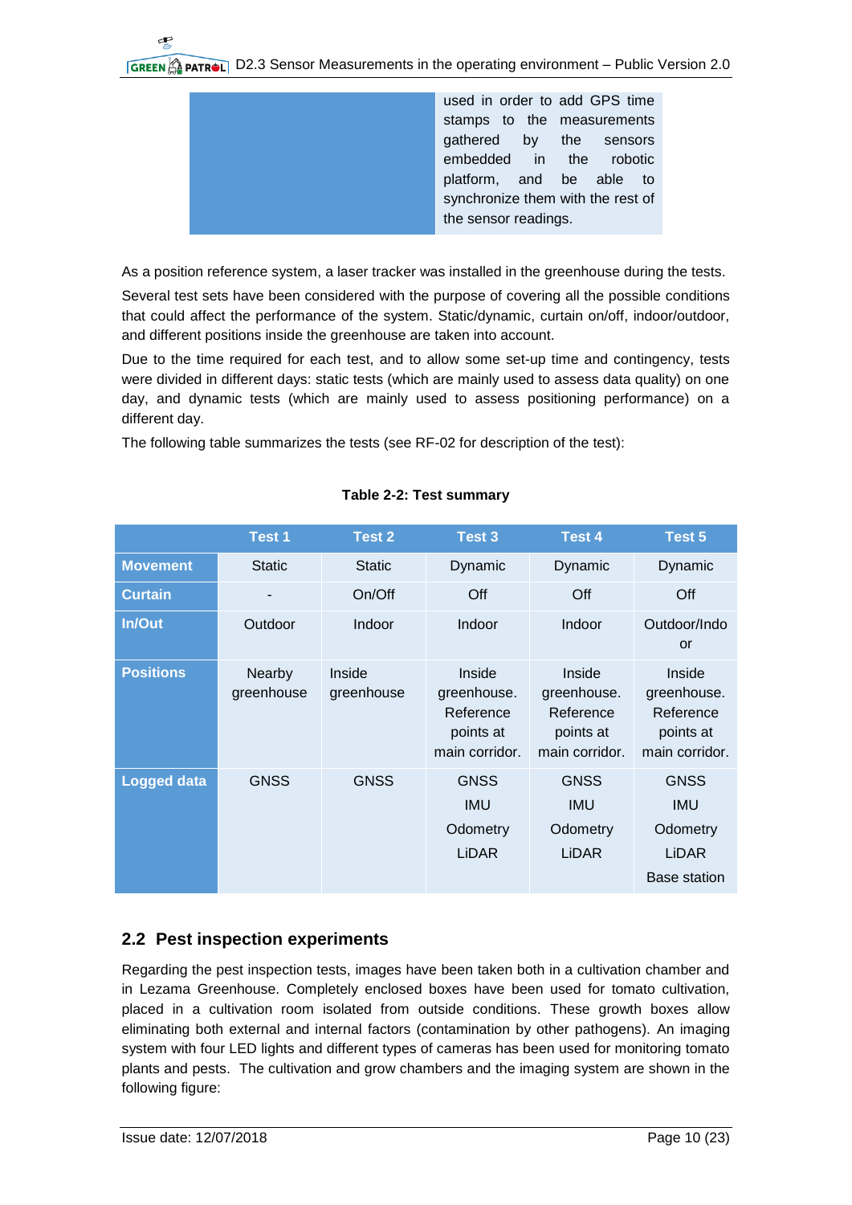| | |
|---|---|
| | used in order to add GPS time stamps to the measurements gathered by the sensors embedded in the robotic platform, and be able to synchronize them with the rest of the sensor readings. |

As a position reference system, a laser tracker was installed in the greenhouse during the tests.

Several test sets have been considered with the purpose of covering all the possible conditions that could affect the performance of the system. Static/dynamic, curtain on/off, indoor/outdoor, and different positions inside the greenhouse are taken into account.

Due to the time required for each test, and to allow some set-up time and contingency, tests were divided in different days: static tests (which are mainly used to assess data quality) on one day, and dynamic tests (which are mainly used to assess positioning performance) on a different day.

The following table summarizes the tests (see RF-02 for description of the test):

**Table 2-2: Test summary**

| | Test 1 | Test 2 | Test 3 | Test 4 | Test 5 |
|---|---|---|---|---|---|
| **Movement** | Static | Static | Dynamic | Dynamic | Dynamic |
| **Curtain** | - | On/Off | Off | Off | Off |
| **In/Out** | Outdoor | Indoor | Indoor | Indoor | Outdoor/Indoor |
| **Positions** | Nearby greenhouse | Inside greenhouse | Inside greenhouse. Reference points at main corridor. | Inside greenhouse. Reference points at main corridor. | Inside greenhouse. Reference points at main corridor. |
| **Logged data** | GNSS | GNSS | GNSS IMU Odometry LiDAR | GNSS IMU Odometry LiDAR | GNSS IMU Odometry LiDAR Base station |

## 2.2 Pest inspection experiments

Regarding the pest inspection tests, images have been taken both in a cultivation chamber and in Lezama Greenhouse. Completely enclosed boxes have been used for tomato cultivation, placed in a cultivation room isolated from outside conditions. These growth boxes allow eliminating both external and internal factors (contamination by other pathogens). An imaging system with four LED lights and different types of cameras has been used for monitoring tomato plants and pests. The cultivation and grow chambers and the imaging system are shown in the following figure: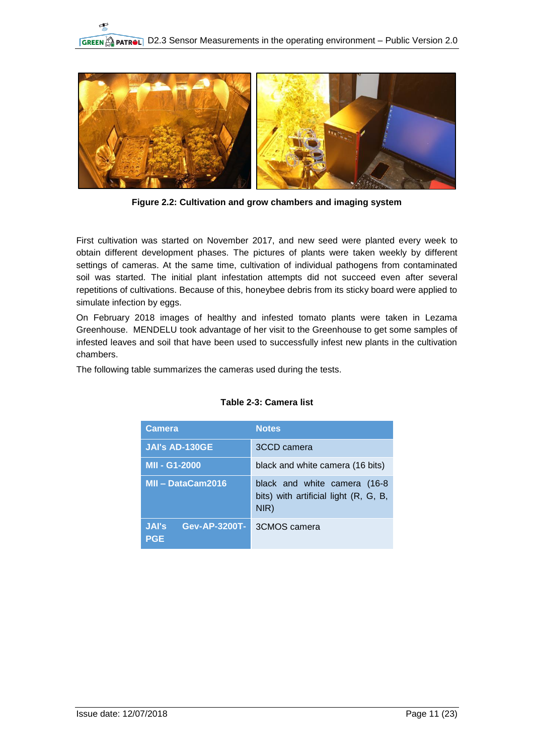**Figure 2.2: Cultivation and grow chambers and imaging system**

First cultivation was started on November 2017, and new seed were planted every week to obtain different development phases. The pictures of plants were taken weekly by different settings of cameras. At the same time, cultivation of individual pathogens from contaminated soil was started. The initial plant infestation attempts did not succeed even after several repetitions of cultivations. Because of this, honeybee debris from its sticky board were applied to simulate infection by eggs.

On February 2018 images of healthy and infested tomato plants were taken in Lezama Greenhouse. MENDELU took advantage of her visit to the Greenhouse to get some samples of infested leaves and soil that have been used to successfully infest new plants in the cultivation chambers.

The following table summarizes the cameras used during the tests.

**Table 2-3: Camera list**

| Camera | Notes |
| --- | --- |
| JAI's AD-130GE | 3CCD camera |
| MII - G1-2000 | black and white camera (16 bits) |
| MII – DataCam2016 | black and white camera (16-8 bits) with artificial light (R, G, B, NIR) |
| JAI's Gev-AP-3200T-PGE | 3CMOS camera |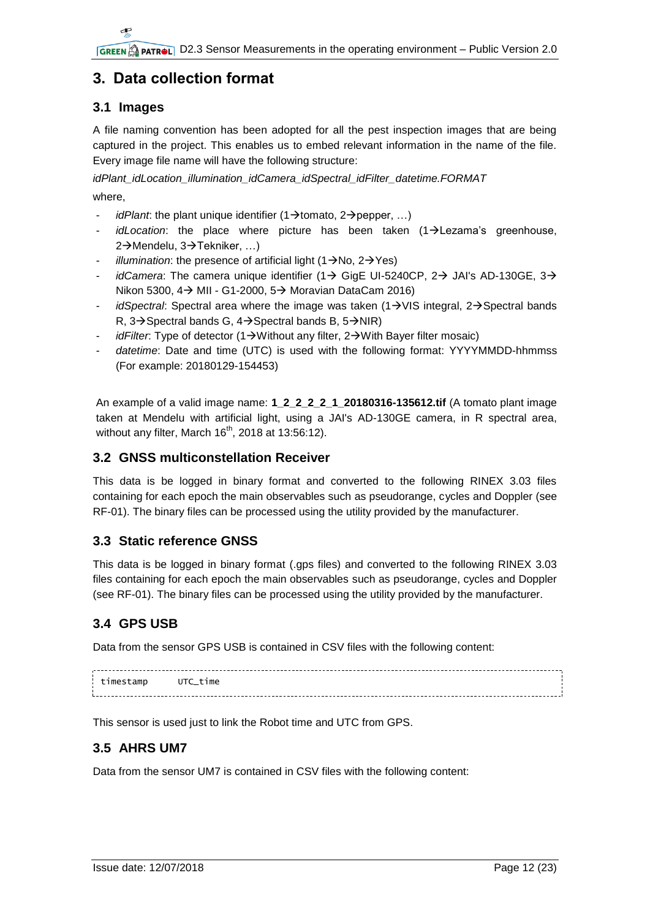# 3. Data collection format

## 3.1 Images

A file naming convention has been adopted for all the pest inspection images that are being captured in the project. This enables us to embed relevant information in the name of the file. Every image file name will have the following structure:

*idPlant_idLocation_illumination_idCamera_idSpectral_idFilter_datetime.FORMAT*

where,

- *idPlant*: the plant unique identifier (1→tomato, 2→pepper, …)
- *idLocation*: the place where picture has been taken (1→Lezama's greenhouse, 2→Mendelu, 3→Tekniker, …)
- *illumination*: the presence of artificial light (1→No, 2→Yes)
- *idCamera*: The camera unique identifier (1→ GigE UI-5240CP, 2→ JAI's AD-130GE, 3→ Nikon 5300, 4→ MII - G1-2000, 5→ Moravian DataCam 2016)
- *idSpectral*: Spectral area where the image was taken (1→VIS integral, 2→Spectral bands R, 3→Spectral bands G, 4→Spectral bands B, 5→NIR)
- *idFilter*: Type of detector (1→Without any filter, 2→With Bayer filter mosaic)
- *datetime*: Date and time (UTC) is used with the following format: YYYYMMDD-hhmmss (For example: 20180129-154453)

An example of a valid image name: **1_2_2_2_2_1_20180316-135612.tif** (A tomato plant image taken at Mendelu with artificial light, using a JAI's AD-130GE camera, in R spectral area, without any filter, March 16th, 2018 at 13:56:12).

## 3.2 GNSS multiconstellation Receiver

This data is be logged in binary format and converted to the following RINEX 3.03 files containing for each epoch the main observables such as pseudorange, cycles and Doppler (see RF-01). The binary files can be processed using the utility provided by the manufacturer.

## 3.3 Static reference GNSS

This data is be logged in binary format (.gps files) and converted to the following RINEX 3.03 files containing for each epoch the main observables such as pseudorange, cycles and Doppler (see RF-01). The binary files can be processed using the utility provided by the manufacturer.

## 3.4 GPS USB

Data from the sensor GPS USB is contained in CSV files with the following content:

```
timestamp      UTC_time
```

This sensor is used just to link the Robot time and UTC from GPS.

## 3.5 AHRS UM7

Data from the sensor UM7 is contained in CSV files with the following content: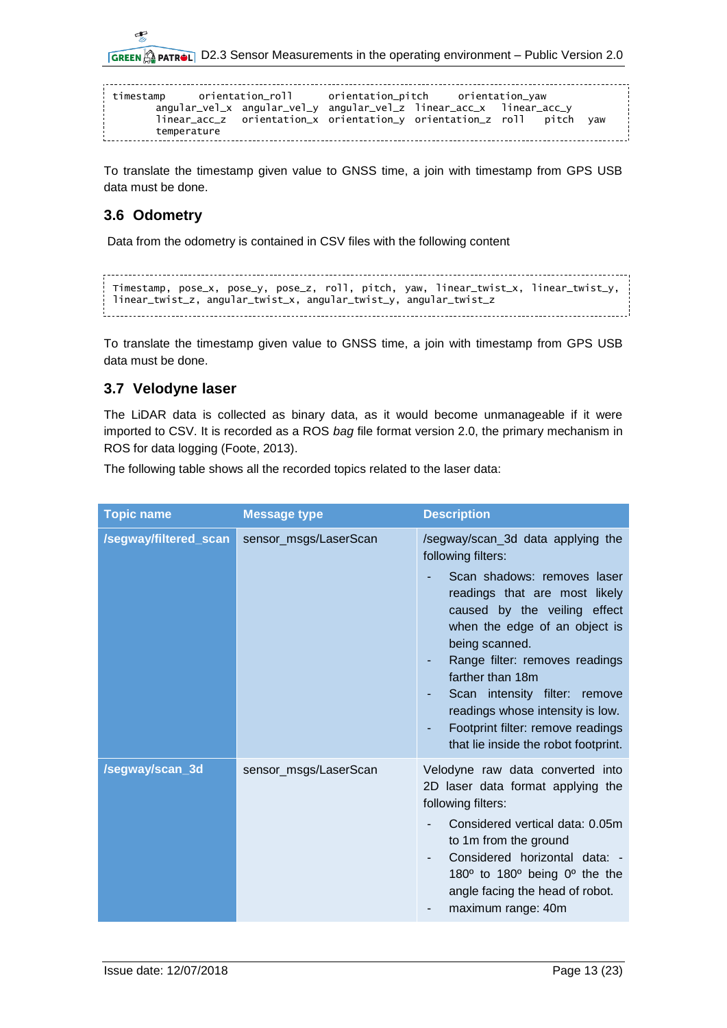```
timestamp      orientation_roll      orientation_pitch      orientation_yaw
        angular_vel_x  angular_vel_y  angular_vel_z  linear_acc_x   linear_acc_y
        linear_acc_z   orientation_x  orientation_y  orientation_z  roll     pitch    yaw
        temperature
```

To translate the timestamp given value to GNSS time, a join with timestamp from GPS USB data must be done.

## 3.6 Odometry

Data from the odometry is contained in CSV files with the following content

```
Timestamp, pose_x, pose_y, pose_z, roll, pitch, yaw, linear_twist_x, linear_twist_y,
linear_twist_z, angular_twist_x, angular_twist_y, angular_twist_z
```

To translate the timestamp given value to GNSS time, a join with timestamp from GPS USB data must be done.

## 3.7 Velodyne laser

The LiDAR data is collected as binary data, as it would become unmanageable if it were imported to CSV. It is recorded as a ROS *bag* file format version 2.0, the primary mechanism in ROS for data logging (Foote, 2013).

The following table shows all the recorded topics related to the laser data:

| Topic name | Message type | Description |
|---|---|---|
| **/segway/filtered_scan** | sensor_msgs/LaserScan | /segway/scan_3d data applying the following filters:<br>- Scan shadows: removes laser readings that are most likely caused by the veiling effect when the edge of an object is being scanned.<br>- Range filter: removes readings farther than 18m<br>- Scan intensity filter: remove readings whose intensity is low.<br>- Footprint filter: remove readings that lie inside the robot footprint. |
| **/segway/scan_3d** | sensor_msgs/LaserScan | Velodyne raw data converted into 2D laser data format applying the following filters:<br>- Considered vertical data: 0.05m to 1m from the ground<br>- Considered horizontal data: -180º to 180º being 0º the the angle facing the head of robot.<br>- maximum range: 40m |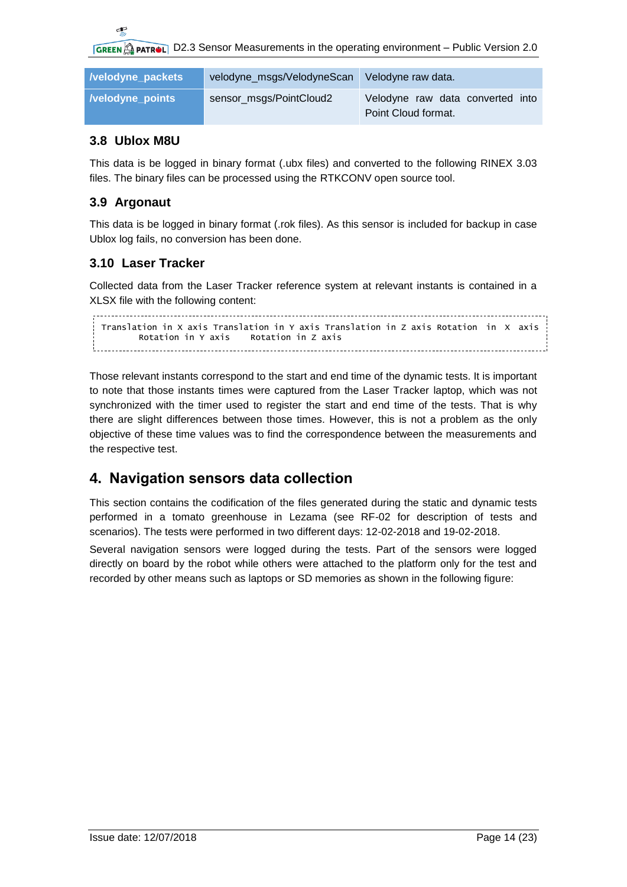| /velodyne_packets | velodyne_msgs/VelodyneScan | Velodyne raw data. |
|---|---|---|
| /velodyne_points | sensor_msgs/PointCloud2 | Velodyne raw data converted into Point Cloud format. |

### 3.8 Ublox M8U

This data is be logged in binary format (.ubx files) and converted to the following RINEX 3.03 files. The binary files can be processed using the RTKCONV open source tool.

### 3.9 Argonaut

This data is be logged in binary format (.rok files). As this sensor is included for backup in case Ublox log fails, no conversion has been done.

### 3.10 Laser Tracker

Collected data from the Laser Tracker reference system at relevant instants is contained in a XLSX file with the following content:

```
Translation in X axis Translation in Y axis Translation in Z axis Rotation in X axis
        Rotation in Y axis    Rotation in Z axis
```

Those relevant instants correspond to the start and end time of the dynamic tests. It is important to note that those instants times were captured from the Laser Tracker laptop, which was not synchronized with the timer used to register the start and end time of the tests. That is why there are slight differences between those times. However, this is not a problem as the only objective of these time values was to find the correspondence between the measurements and the respective test.

## 4. Navigation sensors data collection

This section contains the codification of the files generated during the static and dynamic tests performed in a tomato greenhouse in Lezama (see RF-02 for description of tests and scenarios). The tests were performed in two different days: 12-02-2018 and 19-02-2018.

Several navigation sensors were logged during the tests. Part of the sensors were logged directly on board by the robot while others were attached to the platform only for the test and recorded by other means such as laptops or SD memories as shown in the following figure: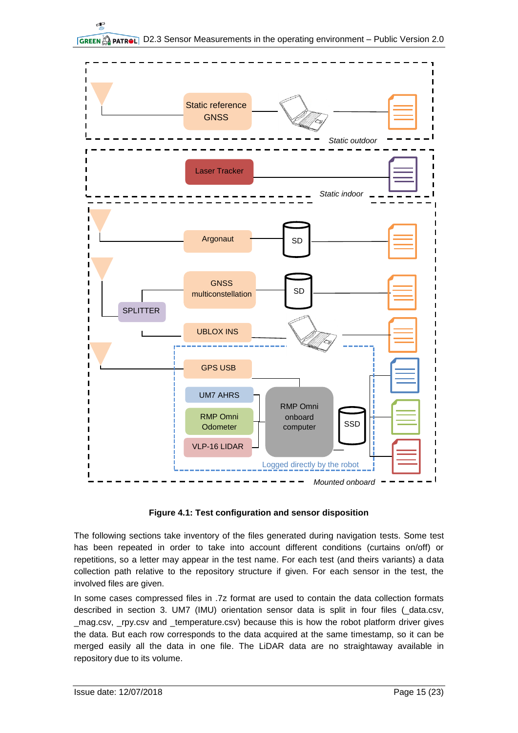**Figure 4.1: Test configuration and sensor disposition**

The following sections take inventory of the files generated during navigation tests. Some test has been repeated in order to take into account different conditions (curtains on/off) or repetitions, so a letter may appear in the test name. For each test (and theirs variants) a data collection path relative to the repository structure if given. For each sensor in the test, the involved files are given.

In some cases compressed files in .7z format are used to contain the data collection formats described in section 3. UM7 (IMU) orientation sensor data is split in four files (_data.csv, _mag.csv, _rpy.csv and _temperature.csv) because this is how the robot platform driver gives the data. But each row corresponds to the data acquired at the same timestamp, so it can be merged easily all the data in one file. The LiDAR data are no straightaway available in repository due to its volume.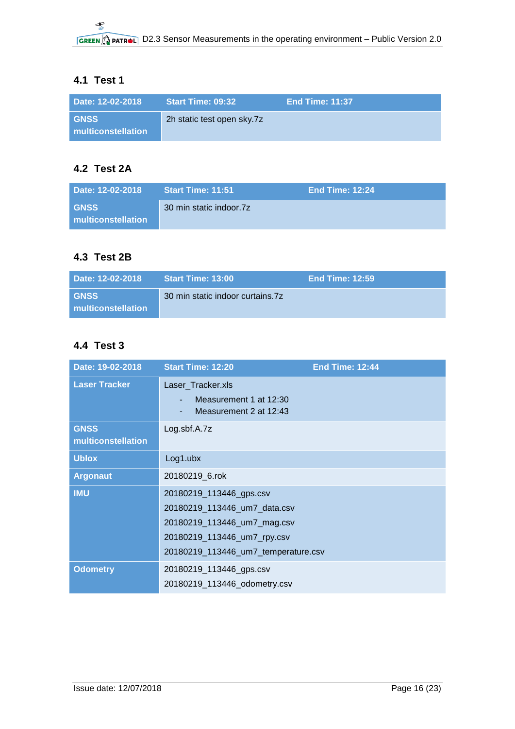## 4.1 Test 1

| Date: 12-02-2018 | Start Time: 09:32 | End Time: 11:37 |
|---|---|---|
| GNSS multiconstellation | 2h static test open sky.7z | |

## 4.2 Test 2A

| Date: 12-02-2018 | Start Time: 11:51 | End Time: 12:24 |
|---|---|---|
| GNSS multiconstellation | 30 min static indoor.7z | |

## 4.3 Test 2B

| Date: 12-02-2018 | Start Time: 13:00 | End Time: 12:59 |
|---|---|---|
| GNSS multiconstellation | 30 min static indoor curtains.7z | |

## 4.4 Test 3

| Date: 19-02-2018 | Start Time: 12:20 | End Time: 12:44 |
|---|---|---|
| Laser Tracker | Laser_Tracker.xls<br>- Measurement 1 at 12:30<br>- Measurement 2 at 12:43 | |
| GNSS multiconstellation | Log.sbf.A.7z | |
| Ublox | Log1.ubx | |
| Argonaut | 20180219_6.rok | |
| IMU | 20180219_113446_gps.csv<br>20180219_113446_um7_data.csv<br>20180219_113446_um7_mag.csv<br>20180219_113446_um7_rpy.csv<br>20180219_113446_um7_temperature.csv | |
| Odometry | 20180219_113446_gps.csv<br>20180219_113446_odometry.csv | |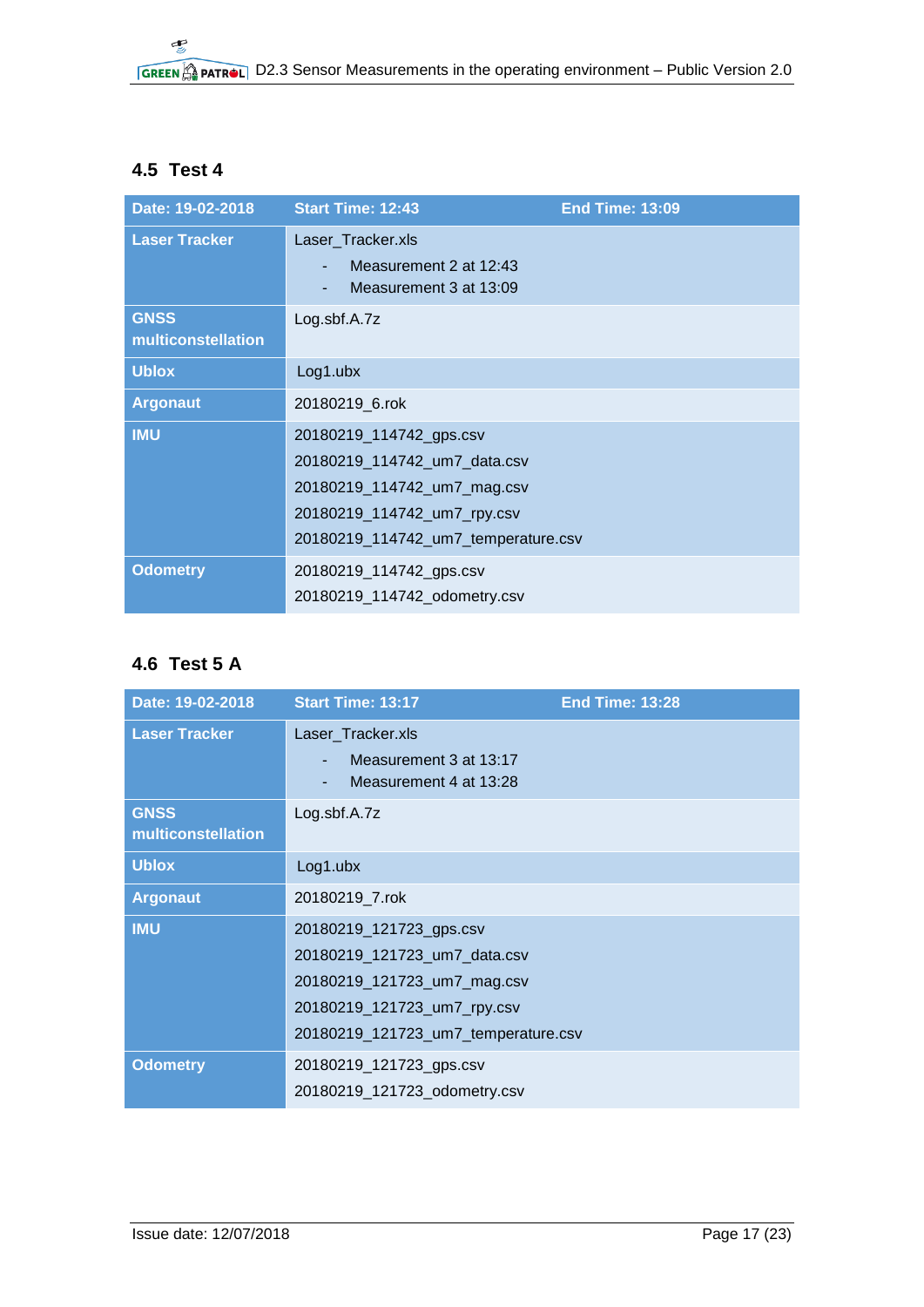### 4.5 Test 4

| Date: 19-02-2018 | Start Time: 12:43 | End Time: 13:09 |
|---|---|---|
| Laser Tracker | Laser_Tracker.xls<br>- Measurement 2 at 12:43<br>- Measurement 3 at 13:09 | |
| GNSS multiconstellation | Log.sbf.A.7z | |
| Ublox | Log1.ubx | |
| Argonaut | 20180219_6.rok | |
| IMU | 20180219_114742_gps.csv<br>20180219_114742_um7_data.csv<br>20180219_114742_um7_mag.csv<br>20180219_114742_um7_rpy.csv<br>20180219_114742_um7_temperature.csv | |
| Odometry | 20180219_114742_gps.csv<br>20180219_114742_odometry.csv | |

### 4.6 Test 5 A

| Date: 19-02-2018 | Start Time: 13:17 | End Time: 13:28 |
|---|---|---|
| Laser Tracker | Laser_Tracker.xls<br>- Measurement 3 at 13:17<br>- Measurement 4 at 13:28 | |
| GNSS multiconstellation | Log.sbf.A.7z | |
| Ublox | Log1.ubx | |
| Argonaut | 20180219_7.rok | |
| IMU | 20180219_121723_gps.csv<br>20180219_121723_um7_data.csv<br>20180219_121723_um7_mag.csv<br>20180219_121723_um7_rpy.csv<br>20180219_121723_um7_temperature.csv | |
| Odometry | 20180219_121723_gps.csv<br>20180219_121723_odometry.csv | |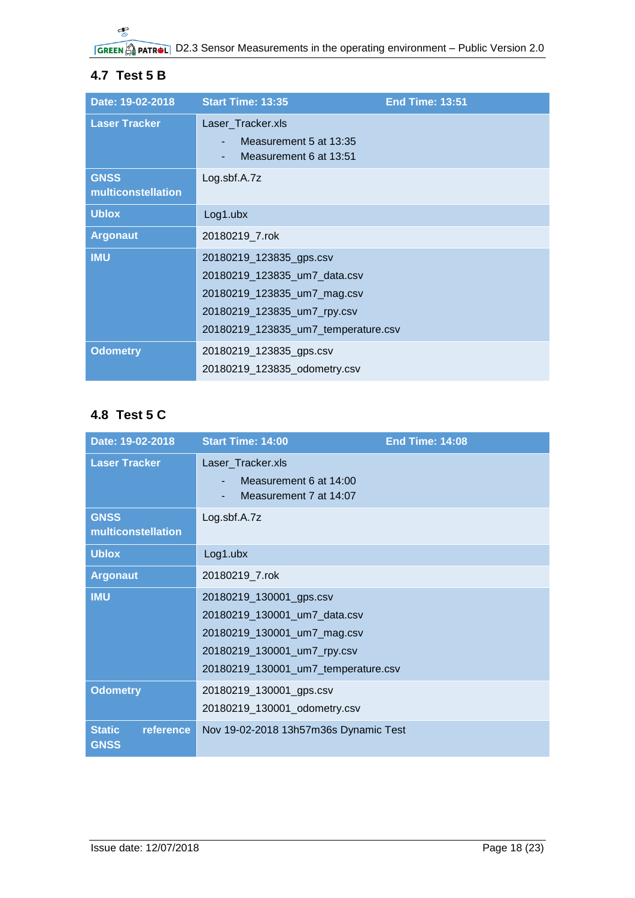## 4.7 Test 5 B

| Date: 19-02-2018 | Start Time: 13:35 | End Time: 13:51 |
|---|---|---|
| Laser Tracker | Laser_Tracker.xls<br>- Measurement 5 at 13:35<br>- Measurement 6 at 13:51 | |
| GNSS multiconstellation | Log.sbf.A.7z | |
| Ublox | Log1.ubx | |
| Argonaut | 20180219_7.rok | |
| IMU | 20180219_123835_gps.csv<br>20180219_123835_um7_data.csv<br>20180219_123835_um7_mag.csv<br>20180219_123835_um7_rpy.csv<br>20180219_123835_um7_temperature.csv | |
| Odometry | 20180219_123835_gps.csv<br>20180219_123835_odometry.csv | |

## 4.8 Test 5 C

| Date: 19-02-2018 | Start Time: 14:00 | End Time: 14:08 |
|---|---|---|
| Laser Tracker | Laser_Tracker.xls<br>- Measurement 6 at 14:00<br>- Measurement 7 at 14:07 | |
| GNSS multiconstellation | Log.sbf.A.7z | |
| Ublox | Log1.ubx | |
| Argonaut | 20180219_7.rok | |
| IMU | 20180219_130001_gps.csv<br>20180219_130001_um7_data.csv<br>20180219_130001_um7_mag.csv<br>20180219_130001_um7_rpy.csv<br>20180219_130001_um7_temperature.csv | |
| Odometry | 20180219_130001_gps.csv<br>20180219_130001_odometry.csv | |
| Static reference GNSS | Nov 19-02-2018 13h57m36s Dynamic Test | |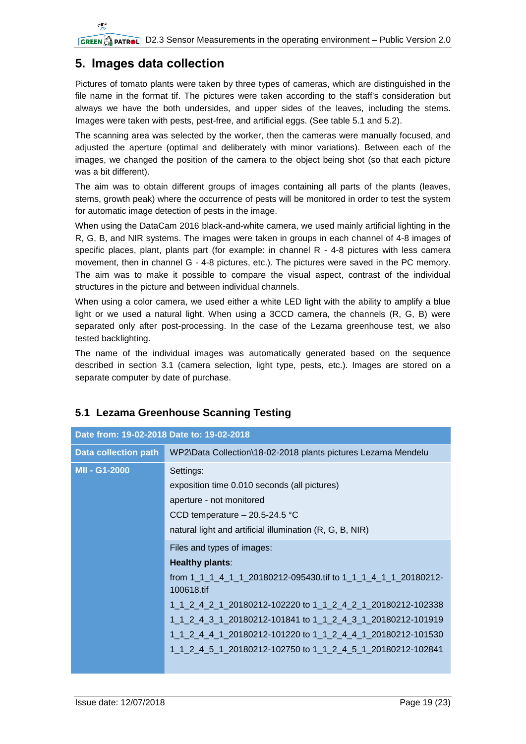## 5. Images data collection

Pictures of tomato plants were taken by three types of cameras, which are distinguished in the file name in the format tif. The pictures were taken according to the staff's consideration but always we have the both undersides, and upper sides of the leaves, including the stems. Images were taken with pests, pest-free, and artificial eggs. (See table 5.1 and 5.2).

The scanning area was selected by the worker, then the cameras were manually focused, and adjusted the aperture (optimal and deliberately with minor variations). Between each of the images, we changed the position of the camera to the object being shot (so that each picture was a bit different).

The aim was to obtain different groups of images containing all parts of the plants (leaves, stems, growth peak) where the occurrence of pests will be monitored in order to test the system for automatic image detection of pests in the image.

When using the DataCam 2016 black-and-white camera, we used mainly artificial lighting in the R, G, B, and NIR systems. The images were taken in groups in each channel of 4-8 images of specific places, plant, plants part (for example: in channel R - 4-8 pictures with less camera movement, then in channel G - 4-8 pictures, etc.). The pictures were saved in the PC memory. The aim was to make it possible to compare the visual aspect, contrast of the individual structures in the picture and between individual channels.

When using a color camera, we used either a white LED light with the ability to amplify a blue light or we used a natural light. When using a 3CCD camera, the channels (R, G, B) were separated only after post-processing. In the case of the Lezama greenhouse test, we also tested backlighting.

The name of the individual images was automatically generated based on the sequence described in section 3.1 (camera selection, light type, pests, etc.). Images are stored on a separate computer by date of purchase.

### 5.1 Lezama Greenhouse Scanning Testing

| Date from: 19-02-2018 Date to: 19-02-2018 | |
|---|---|
| **Data collection path** | WP2\Data Collection\18-02-2018 plants pictures Lezama Mendelu |
| **MII - G1-2000** | Settings:<br>exposition time 0.010 seconds (all pictures)<br>aperture - not monitored<br>CCD temperature – 20.5-24.5 °C<br>natural light and artificial illumination (R, G, B, NIR) |
| | Files and types of images:<br>**Healthy plants**:<br>from 1_1_1_4_1_1_20180212-095430.tif to 1_1_1_4_1_1_20180212-100618.tif<br>1_1_2_4_2_1_20180212-102220 to 1_1_2_4_2_1_20180212-102338<br>1_1_2_4_3_1_20180212-101841 to 1_1_2_4_3_1_20180212-101919<br>1_1_2_4_4_1_20180212-101220 to 1_1_2_4_4_1_20180212-101530<br>1_1_2_4_5_1_20180212-102750 to 1_1_2_4_5_1_20180212-102841 |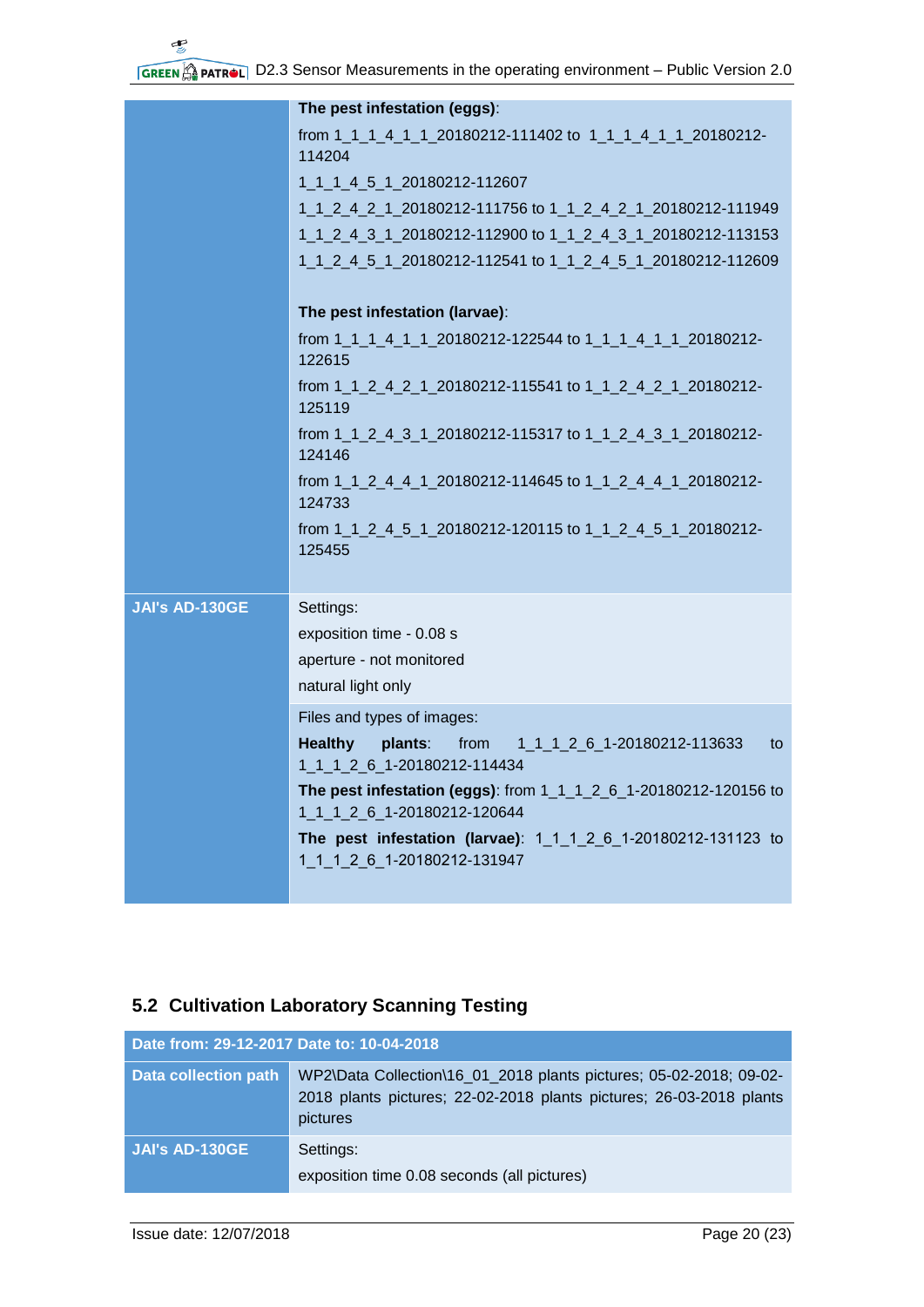| | |
|---|---|
| | **The pest infestation (eggs)**:<br>from 1_1_1_4_1_1_20180212-111402 to 1_1_1_4_1_1_20180212-114204<br>1_1_1_4_5_1_20180212-112607<br>1_1_2_4_2_1_20180212-111756 to 1_1_2_4_2_1_20180212-111949<br>1_1_2_4_3_1_20180212-112900 to 1_1_2_4_3_1_20180212-113153<br>1_1_2_4_5_1_20180212-112541 to 1_1_2_4_5_1_20180212-112609<br><br>**The pest infestation (larvae)**:<br>from 1_1_1_4_1_1_20180212-122544 to 1_1_1_4_1_1_20180212-122615<br>from 1_1_2_4_2_1_20180212-115541 to 1_1_2_4_2_1_20180212-125119<br>from 1_1_2_4_3_1_20180212-115317 to 1_1_2_4_3_1_20180212-124146<br>from 1_1_2_4_4_1_20180212-114645 to 1_1_2_4_4_1_20180212-124733<br>from 1_1_2_4_5_1_20180212-120115 to 1_1_2_4_5_1_20180212-125455 |
| **JAI's AD-130GE** | Settings:<br>exposition time - 0.08 s<br>aperture - not monitored<br>natural light only |
| | Files and types of images:<br>**Healthy plants**: from 1_1_1_2_6_1-20180212-113633 to 1_1_1_2_6_1-20180212-114434<br>**The pest infestation (eggs)**: from 1_1_1_2_6_1-20180212-120156 to 1_1_1_2_6_1-20180212-120644<br>**The pest infestation (larvae)**: 1_1_1_2_6_1-20180212-131123 to 1_1_1_2_6_1-20180212-131947 |

## 5.2 Cultivation Laboratory Scanning Testing

| **Date from: 29-12-2017 Date to: 10-04-2018** | |
|---|---|
| **Data collection path** | WP2\Data Collection\16_01_2018 plants pictures; 05-02-2018; 09-02-2018 plants pictures; 22-02-2018 plants pictures; 26-03-2018 plants pictures |
| **JAI's AD-130GE** | Settings:<br>exposition time 0.08 seconds (all pictures) |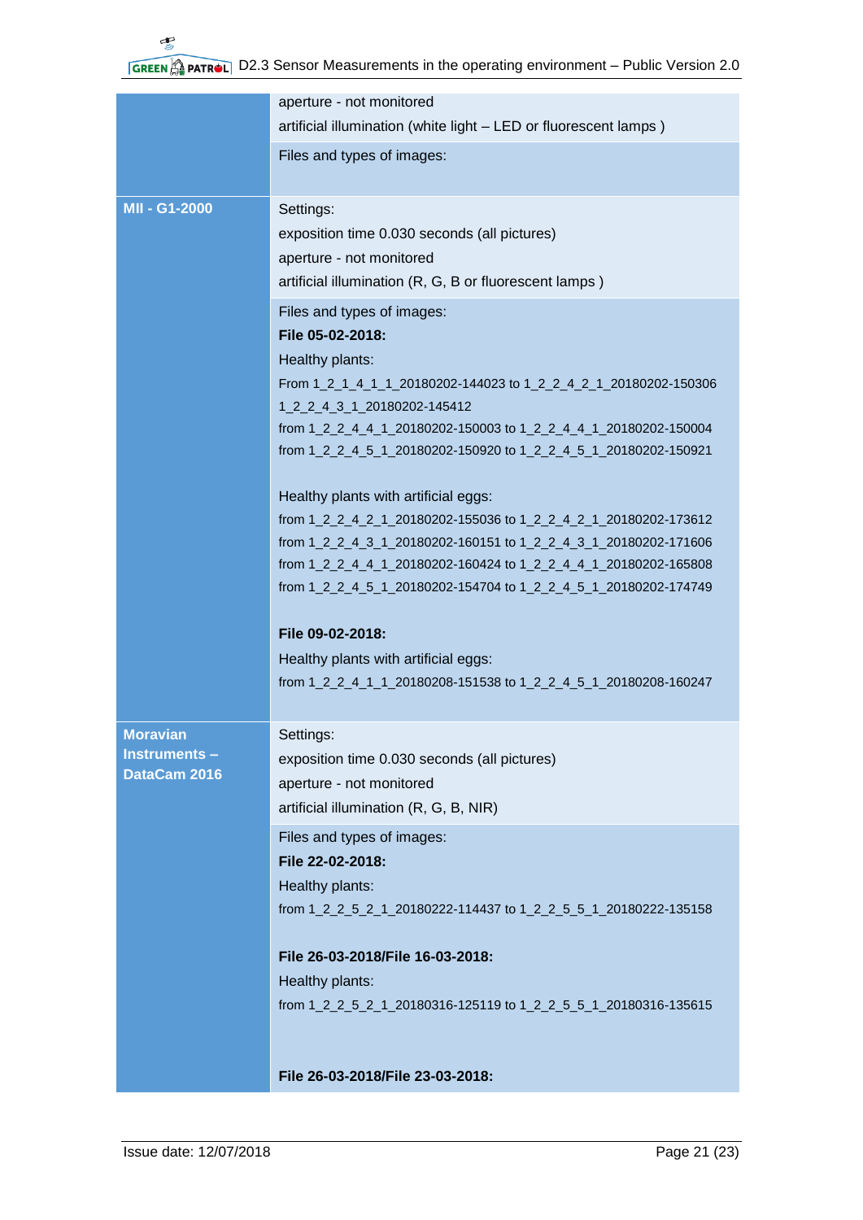| | |
|---|---|
| | aperture - not monitored<br>artificial illumination (white light – LED or fluorescent lamps ) |
| | Files and types of images: |
| **MII - G1-2000** | Settings:<br>exposition time 0.030 seconds (all pictures)<br>aperture - not monitored<br>artificial illumination (R, G, B or fluorescent lamps ) |
| | Files and types of images:<br>**File 05-02-2018:**<br>Healthy plants:<br>From 1_2_1_4_1_1_20180202-144023 to 1_2_2_4_2_1_20180202-150306<br>1_2_2_4_3_1_20180202-145412<br>from 1_2_2_4_4_1_20180202-150003 to 1_2_2_4_4_1_20180202-150004<br>from 1_2_2_4_5_1_20180202-150920 to 1_2_2_4_5_1_20180202-150921<br><br>Healthy plants with artificial eggs:<br>from 1_2_2_4_2_1_20180202-155036 to 1_2_2_4_2_1_20180202-173612<br>from 1_2_2_4_3_1_20180202-160151 to 1_2_2_4_3_1_20180202-171606<br>from 1_2_2_4_4_1_20180202-160424 to 1_2_2_4_4_1_20180202-165808<br>from 1_2_2_4_5_1_20180202-154704 to 1_2_2_4_5_1_20180202-174749<br><br>**File 09-02-2018:**<br>Healthy plants with artificial eggs:<br>from 1_2_2_4_1_1_20180208-151538 to 1_2_2_4_5_1_20180208-160247 |
| **Moravian Instruments – DataCam 2016** | Settings:<br>exposition time 0.030 seconds (all pictures)<br>aperture - not monitored<br>artificial illumination (R, G, B, NIR) |
| | Files and types of images:<br>**File 22-02-2018:**<br>Healthy plants:<br>from 1_2_2_5_2_1_20180222-114437 to 1_2_2_5_5_1_20180222-135158<br><br>**File 26-03-2018/File 16-03-2018:**<br>Healthy plants:<br>from 1_2_2_5_2_1_20180316-125119 to 1_2_2_5_5_1_20180316-135615<br><br>**File 26-03-2018/File 23-03-2018:** |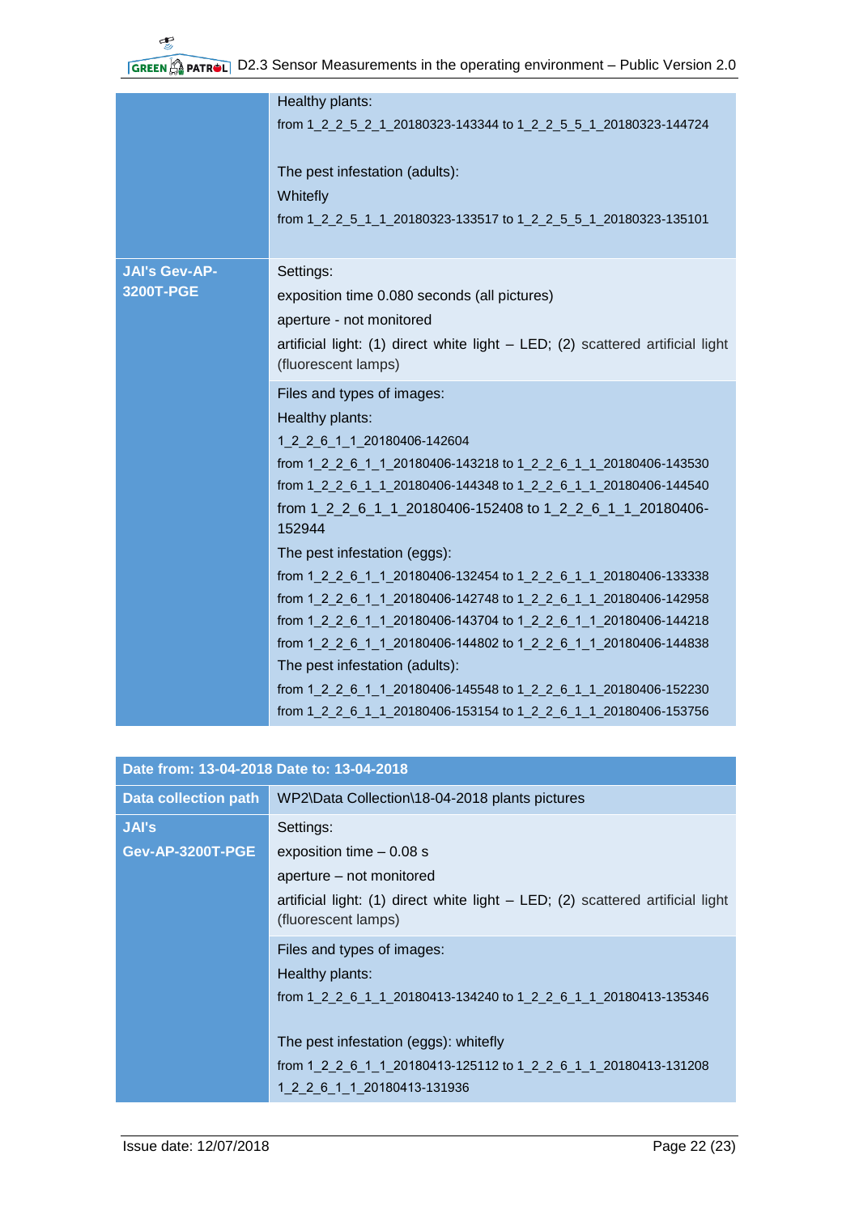| | |
|---|---|
| | Healthy plants:<br>from 1_2_2_5_2_1_20180323-143344 to 1_2_2_5_5_1_20180323-144724<br><br>The pest infestation (adults):<br>Whitefly<br>from 1_2_2_5_1_1_20180323-133517 to 1_2_2_5_5_1_20180323-135101 |
| **JAI's Gev-AP-3200T-PGE** | Settings:<br>exposition time 0.080 seconds (all pictures)<br>aperture - not monitored<br>artificial light: (1) direct white light – LED; (2) scattered artificial light (fluorescent lamps) |
| | Files and types of images:<br>Healthy plants:<br>1_2_2_6_1_1_20180406-142604<br>from 1_2_2_6_1_1_20180406-143218 to 1_2_2_6_1_1_20180406-143530<br>from 1_2_2_6_1_1_20180406-144348 to 1_2_2_6_1_1_20180406-144540<br>from 1_2_2_6_1_1_20180406-152408 to 1_2_2_6_1_1_20180406-152944<br>The pest infestation (eggs):<br>from 1_2_2_6_1_1_20180406-132454 to 1_2_2_6_1_1_20180406-133338<br>from 1_2_2_6_1_1_20180406-142748 to 1_2_2_6_1_1_20180406-142958<br>from 1_2_2_6_1_1_20180406-143704 to 1_2_2_6_1_1_20180406-144218<br>from 1_2_2_6_1_1_20180406-144802 to 1_2_2_6_1_1_20180406-144838<br>The pest infestation (adults):<br>from 1_2_2_6_1_1_20180406-145548 to 1_2_2_6_1_1_20180406-152230<br>from 1_2_2_6_1_1_20180406-153154 to 1_2_2_6_1_1_20180406-153756 |

| **Date from: 13-04-2018 Date to: 13-04-2018** | |
|---|---|
| **Data collection path** | WP2\Data Collection\18-04-2018 plants pictures |
| **JAI's Gev-AP-3200T-PGE** | Settings:<br>exposition time – 0.08 s<br>aperture – not monitored<br>artificial light: (1) direct white light – LED; (2) scattered artificial light (fluorescent lamps) |
| | Files and types of images:<br>Healthy plants:<br>from 1_2_2_6_1_1_20180413-134240 to 1_2_2_6_1_1_20180413-135346<br><br>The pest infestation (eggs): whitefly<br>from 1_2_2_6_1_1_20180413-125112 to 1_2_2_6_1_1_20180413-131208<br>1_2_2_6_1_1_20180413-131936 |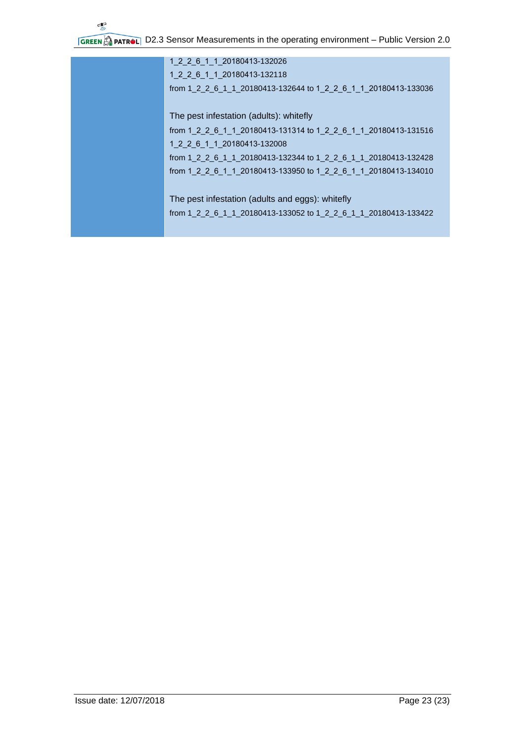| | |
|---|---|
| | 1_2_2_6_1_1_20180413-132026<br>1_2_2_6_1_1_20180413-132118<br>from 1_2_2_6_1_1_20180413-132644 to 1_2_2_6_1_1_20180413-133036<br><br>The pest infestation (adults): whitefly<br>from 1_2_2_6_1_1_20180413-131314 to 1_2_2_6_1_1_20180413-131516<br>1_2_2_6_1_1_20180413-132008<br>from 1_2_2_6_1_1_20180413-132344 to 1_2_2_6_1_1_20180413-132428<br>from 1_2_2_6_1_1_20180413-133950 to 1_2_2_6_1_1_20180413-134010<br><br>The pest infestation (adults and eggs): whitefly<br>from 1_2_2_6_1_1_20180413-133052 to 1_2_2_6_1_1_20180413-133422 |